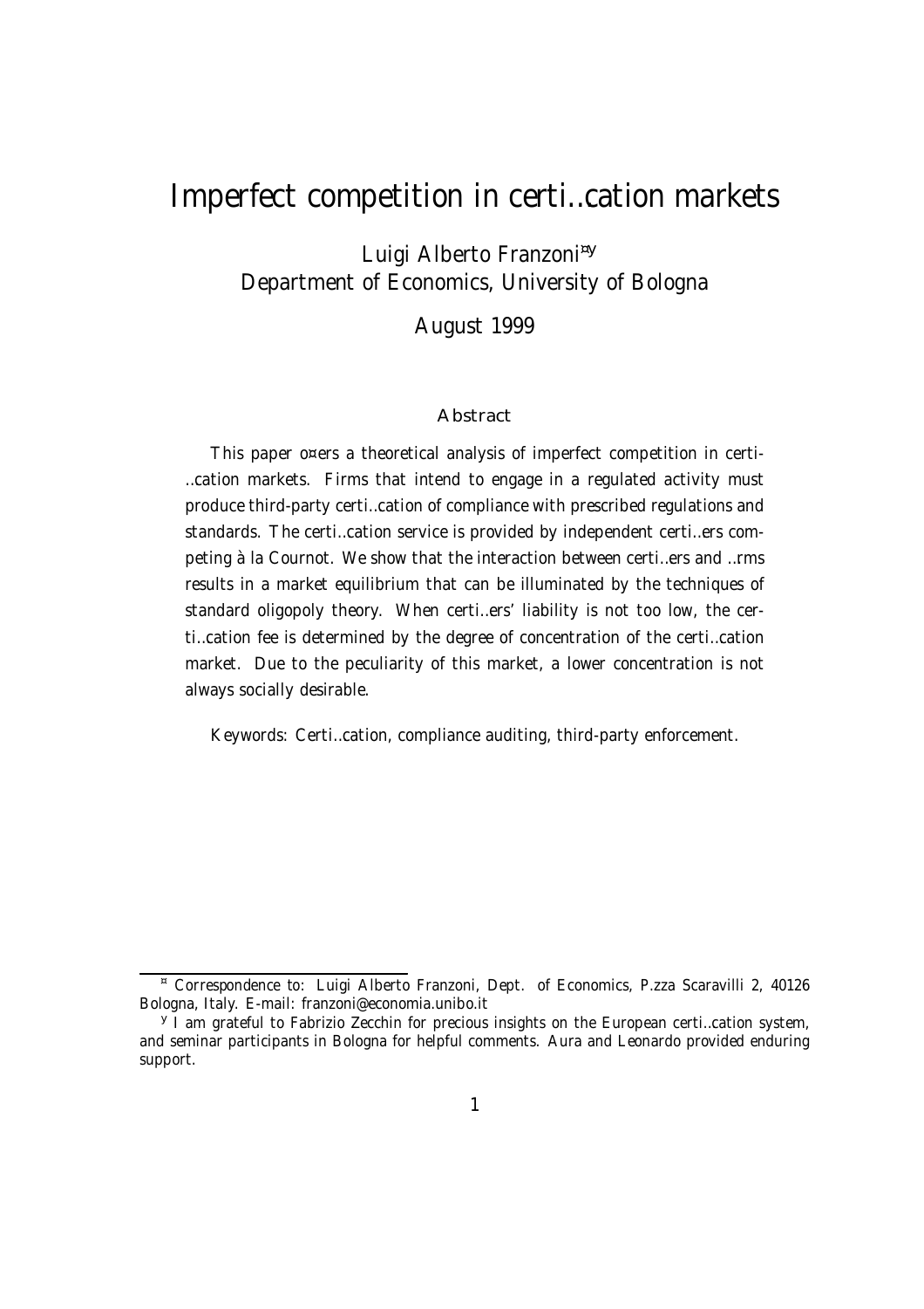# Imperfect competition in certification markets

Luigi Alberto Franzoni[*][†]
Department of Economics, University of Bologna

August 1999

## Abstract

This paper offers a theoretical analysis of imperfect competition in certification markets. Firms that intend to engage in a regulated activity must produce third-party certification of compliance with prescribed regulations and standards. The certification service is provided by independent certifiers competing à la Cournot. We show that the interaction between certifiers and firms results in a market equilibrium that can be illuminated by the techniques of standard oligopoly theory. When certifiers' liability is not too low, the certification fee is determined by the degree of concentration of the certification market. Due to the peculiarity of this market, a lower concentration is not always socially desirable.

Keywords: Certification, compliance auditing, third-party enforcement.

---

[*] Correspondence to: Luigi Alberto Franzoni, Dept. of Economics, P.zza Scaravilli 2, 40126 Bologna, Italy. E-mail: franzoni@economia.unibo.it

[†] I am grateful to Fabrizio Zecchin for precious insights on the European certification system, and seminar participants in Bologna for helpful comments. Aura and Leonardo provided enduring support.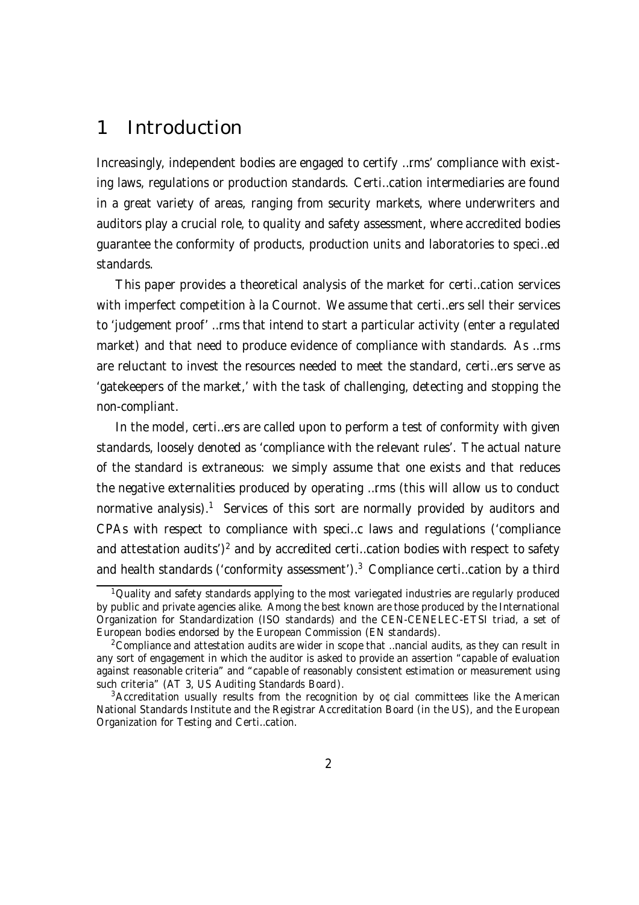# 1 Introduction

Increasingly, independent bodies are engaged to certify firms' compliance with existing laws, regulations or production standards. Certification intermediaries are found in a great variety of areas, ranging from security markets, where underwriters and auditors play a crucial role, to quality and safety assessment, where accredited bodies guarantee the conformity of products, production units and laboratories to specified standards.

This paper provides a theoretical analysis of the market for certification services with imperfect competition à la Cournot. We assume that certifiers sell their services to 'judgement proof' firms that intend to start a particular activity (enter a regulated market) and that need to produce evidence of compliance with standards. As firms are reluctant to invest the resources needed to meet the standard, certifiers serve as 'gatekeepers of the market,' with the task of challenging, detecting and stopping the non-compliant.

In the model, certifiers are called upon to perform a test of conformity with given standards, loosely denoted as 'compliance with the relevant rules'. The actual nature of the standard is extraneous: we simply assume that one exists and that reduces the negative externalities produced by operating firms (this will allow us to conduct normative analysis).[1] Services of this sort are normally provided by auditors and CPAs with respect to compliance with specific laws and regulations ('compliance and attestation audits')[2] and by accredited certification bodies with respect to safety and health standards ('conformity assessment').[3] Compliance certification by a third

[1]Quality and safety standards applying to the most variegated industries are regularly produced by public and private agencies alike. Among the best known are those produced by the International Organization for Standardization (ISO standards) and the CEN-CENELEC-ETSI triad, a set of European bodies endorsed by the European Commission (EN standards).

[2]Compliance and attestation audits are wider in scope that financial audits, as they can result in any sort of engagement in which the auditor is asked to provide an assertion "capable of evaluation against reasonable criteria" and "capable of reasonably consistent estimation or measurement using such criteria" (AT 3, US Auditing Standards Board).

[3]Accreditation usually results from the recognition by official committees like the American National Standards Institute and the Registrar Accreditation Board (in the US), and the European Organization for Testing and Certification.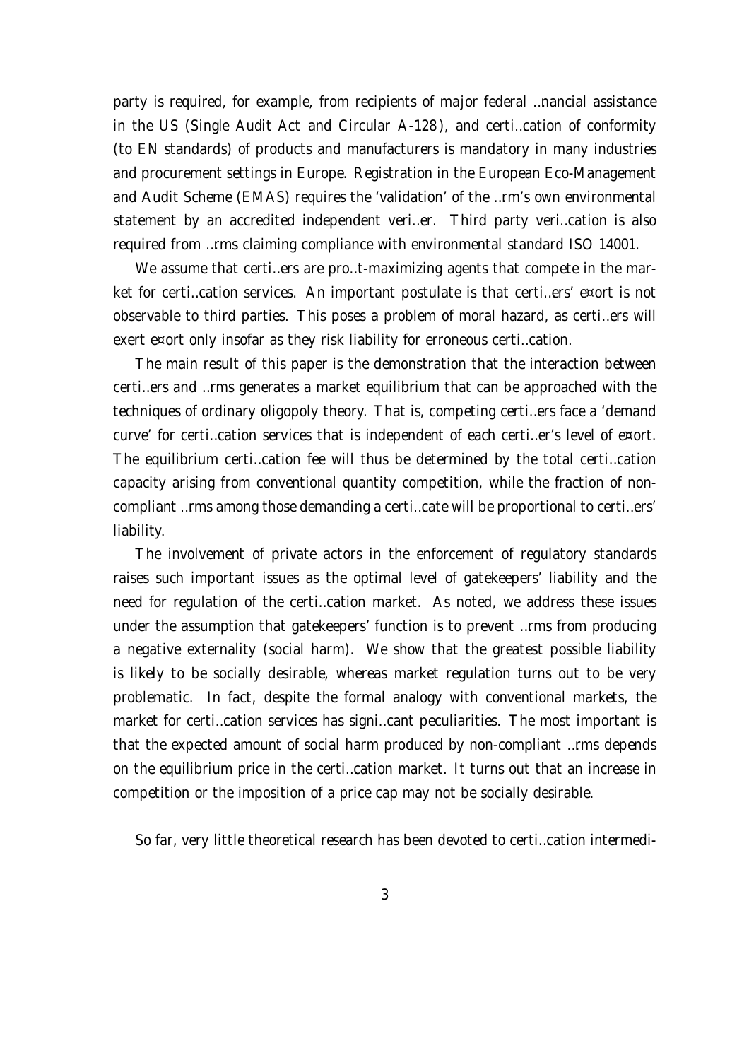party is required, for example, from recipients of major federal financial assistance in the US (Single Audit Act and Circular A-128), and certification of conformity (to EN standards) of products and manufacturers is mandatory in many industries and procurement settings in Europe. Registration in the European Eco-Management and Audit Scheme (EMAS) requires the 'validation' of the firm's own environmental statement by an accredited independent verifier. Third party verification is also required from firms claiming compliance with environmental standard ISO 14001.

We assume that certifiers are profit-maximizing agents that compete in the market for certification services. An important postulate is that certifiers' effort is not observable to third parties. This poses a problem of moral hazard, as certifiers will exert effort only insofar as they risk liability for erroneous certification.

The main result of this paper is the demonstration that the interaction between certifiers and firms generates a market equilibrium that can be approached with the techniques of ordinary oligopoly theory. That is, competing certifiers face a 'demand curve' for certification services that is independent of each certifier's level of effort. The equilibrium certification fee will thus be determined by the total certification capacity arising from conventional quantity competition, while the fraction of non-compliant firms among those demanding a certificate will be proportional to certifiers' liability.

The involvement of private actors in the enforcement of regulatory standards raises such important issues as the optimal level of gatekeepers' liability and the need for regulation of the certification market. As noted, we address these issues under the assumption that gatekeepers' function is to prevent firms from producing a negative externality (social harm). We show that the greatest possible liability is likely to be socially desirable, whereas market regulation turns out to be very problematic. In fact, despite the formal analogy with conventional markets, the market for certification services has significant peculiarities. The most important is that the expected amount of social harm produced by non-compliant firms depends on the equilibrium price in the certification market. It turns out that an increase in competition or the imposition of a price cap may not be socially desirable.

So far, very little theoretical research has been devoted to certification intermedi-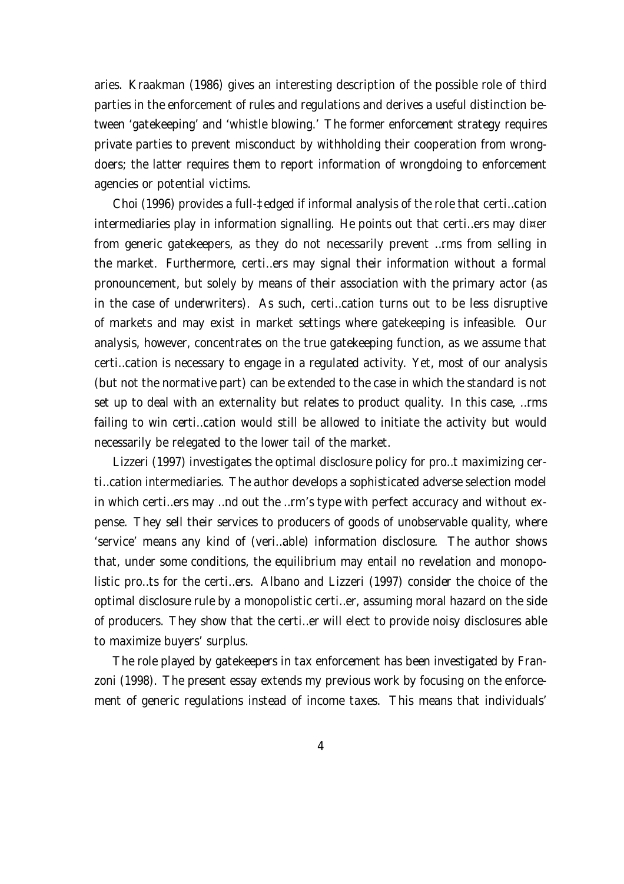aries. Kraakman (1986) gives an interesting description of the possible role of third parties in the enforcement of rules and regulations and derives a useful distinction between 'gatekeeping' and 'whistle blowing.' The former enforcement strategy requires private parties to prevent misconduct by withholding their cooperation from wrongdoers; the latter requires them to report information of wrongdoing to enforcement agencies or potential victims.

Choi (1996) provides a full-fledged if informal analysis of the role that certification intermediaries play in information signalling. He points out that certifiers may differ from generic gatekeepers, as they do not necessarily prevent firms from selling in the market. Furthermore, certifiers may signal their information without a formal pronouncement, but solely by means of their association with the primary actor (as in the case of underwriters). As such, certification turns out to be less disruptive of markets and may exist in market settings where gatekeeping is infeasible. Our analysis, however, concentrates on the true gatekeeping function, as we assume that certification is necessary to engage in a regulated activity. Yet, most of our analysis (but not the normative part) can be extended to the case in which the standard is not set up to deal with an externality but relates to product quality. In this case, firms failing to win certification would still be allowed to initiate the activity but would necessarily be relegated to the lower tail of the market.

Lizzeri (1997) investigates the optimal disclosure policy for profit maximizing certification intermediaries. The author develops a sophisticated adverse selection model in which certifiers may find out the firm's type with perfect accuracy and without expense. They sell their services to producers of goods of unobservable quality, where 'service' means any kind of (verifiable) information disclosure. The author shows that, under some conditions, the equilibrium may entail no revelation and monopolistic profits for the certifiers. Albano and Lizzeri (1997) consider the choice of the optimal disclosure rule by a monopolistic certifier, assuming moral hazard on the side of producers. They show that the certifier will elect to provide noisy disclosures able to maximize buyers' surplus.

The role played by gatekeepers in tax enforcement has been investigated by Franzoni (1998). The present essay extends my previous work by focusing on the enforcement of generic regulations instead of income taxes. This means that individuals'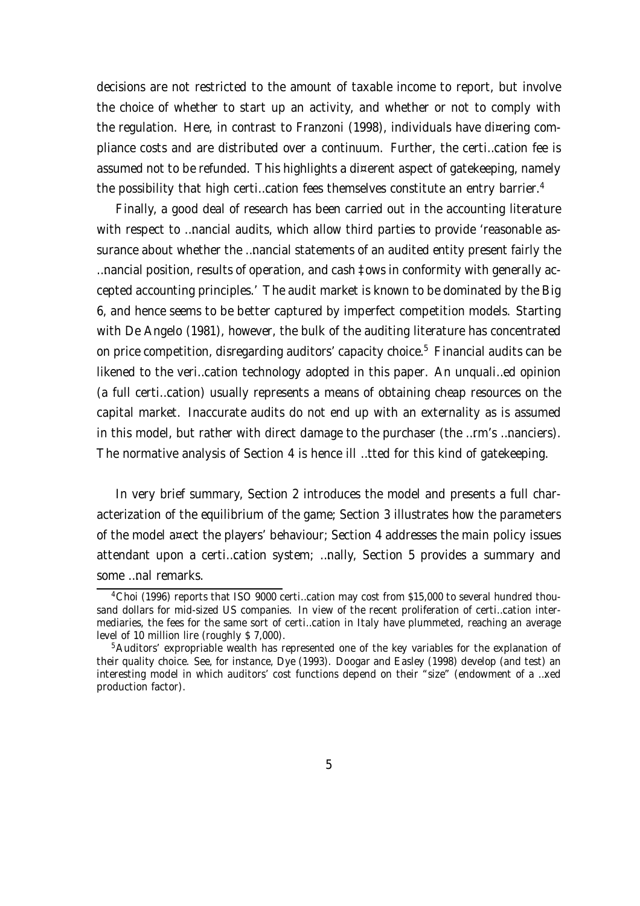decisions are not restricted to the amount of taxable income to report, but involve the choice of whether to start up an activity, and whether or not to comply with the regulation. Here, in contrast to Franzoni (1998), individuals have differing compliance costs and are distributed over a continuum. Further, the certification fee is assumed not to be refunded. This highlights a different aspect of gatekeeping, namely the possibility that high certification fees themselves constitute an entry barrier.[4]

Finally, a good deal of research has been carried out in the accounting literature with respect to financial audits, which allow third parties to provide 'reasonable assurance about whether the financial statements of an audited entity present fairly the financial position, results of operation, and cash flows in conformity with generally accepted accounting principles.' The audit market is known to be dominated by the Big 6, and hence seems to be better captured by imperfect competition models. Starting with De Angelo (1981), however, the bulk of the auditing literature has concentrated on price competition, disregarding auditors' capacity choice.[5] Financial audits can be likened to the verification technology adopted in this paper. An unqualified opinion (a full certification) usually represents a means of obtaining cheap resources on the capital market. Inaccurate audits do not end up with an externality as is assumed in this model, but rather with direct damage to the purchaser (the firm's financiers). The normative analysis of Section 4 is hence ill fitted for this kind of gatekeeping.

In very brief summary, Section 2 introduces the model and presents a full characterization of the equilibrium of the game; Section 3 illustrates how the parameters of the model affect the players' behaviour; Section 4 addresses the main policy issues attendant upon a certification system; finally, Section 5 provides a summary and some final remarks.

[4] Choi (1996) reports that ISO 9000 certification may cost from $15,000 to several hundred thousand dollars for mid-sized US companies. In view of the recent proliferation of certification intermediaries, the fees for the same sort of certification in Italy have plummeted, reaching an average level of 10 million lire (roughly $ 7,000).

[5] Auditors' expropriable wealth has represented one of the key variables for the explanation of their quality choice. See, for instance, Dye (1993). Doogar and Easley (1998) develop (and test) an interesting model in which auditors' cost functions depend on their "size" (endowment of a fixed production factor).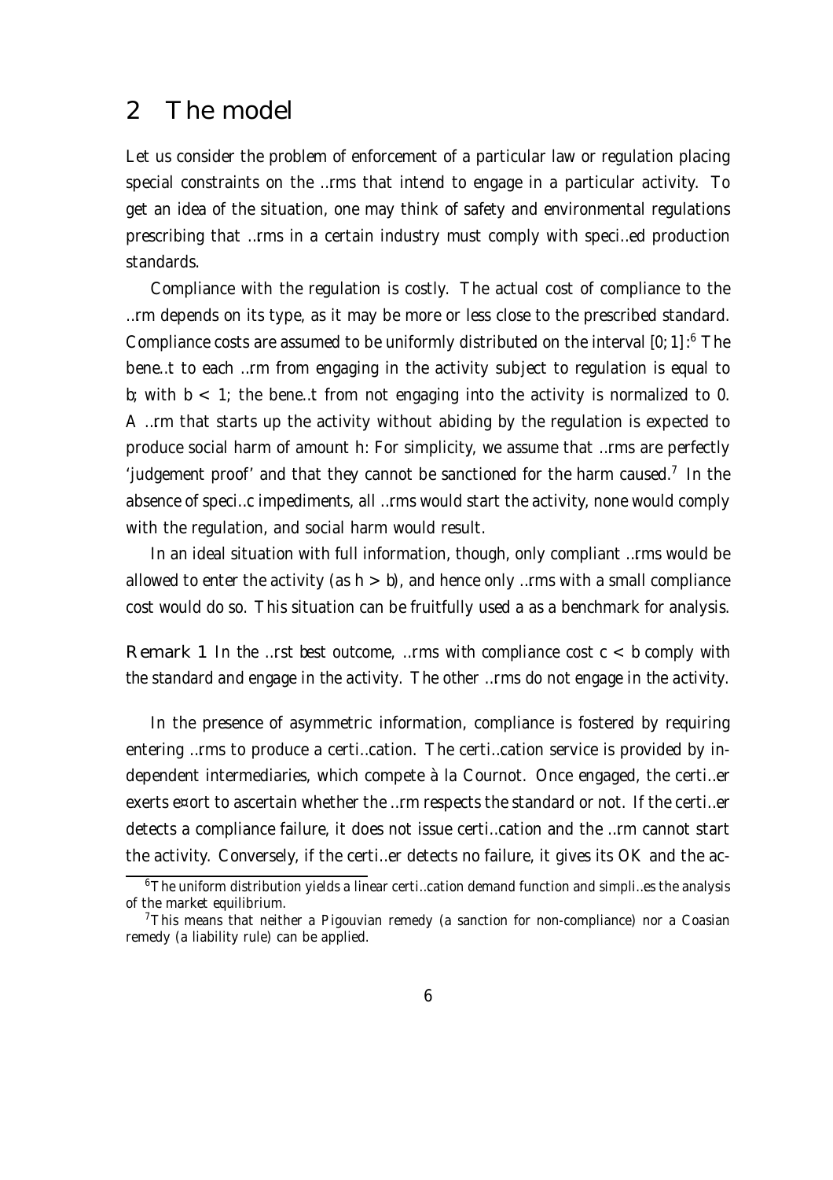## 2 The model

Let us consider the problem of enforcement of a particular law or regulation placing special constraints on the firms that intend to engage in a particular activity. To get an idea of the situation, one may think of safety and environmental regulations prescribing that firms in a certain industry must comply with specified production standards.

Compliance with the regulation is costly. The actual cost of compliance to the firm depends on its type, as it may be more or less close to the prescribed standard. Compliance costs are assumed to be uniformly distributed on the interval $[0; 1]$.[6] The benefit to each firm from engaging in the activity subject to regulation is equal to $b$; with $b < 1$; the benefit from not engaging into the activity is normalized to 0. A firm that starts up the activity without abiding by the regulation is expected to produce social harm of amount $h$: For simplicity, we assume that firms are perfectly 'judgement proof' and that they cannot be sanctioned for the harm caused.[7] In the absence of specific impediments, all firms would start the activity, none would comply with the regulation, and social harm would result.

In an ideal situation with full information, though, only compliant firms would be allowed to enter the activity (as $h > b$), and hence only firms with a small compliance cost would do so. This situation can be fruitfully used a as a benchmark for analysis.

**Remark 1** *In the first best outcome, firms with compliance cost $c < b$ comply with the standard and engage in the activity. The other firms do not engage in the activity.*

In the presence of asymmetric information, compliance is fostered by requiring entering firms to produce a certification. The certification service is provided by independent intermediaries, which compete à la Cournot. Once engaged, the certifier exerts effort to ascertain whether the firm respects the standard or not. If the certifier detects a compliance failure, it does not issue certification and the firm cannot start the activity. Conversely, if the certifier detects no failure, it gives its OK and the ac-

[6] The uniform distribution yields a linear certification demand function and simplifies the analysis of the market equilibrium.

[7] This means that neither a Pigouvian remedy (a sanction for non-compliance) nor a Coasian remedy (a liability rule) can be applied.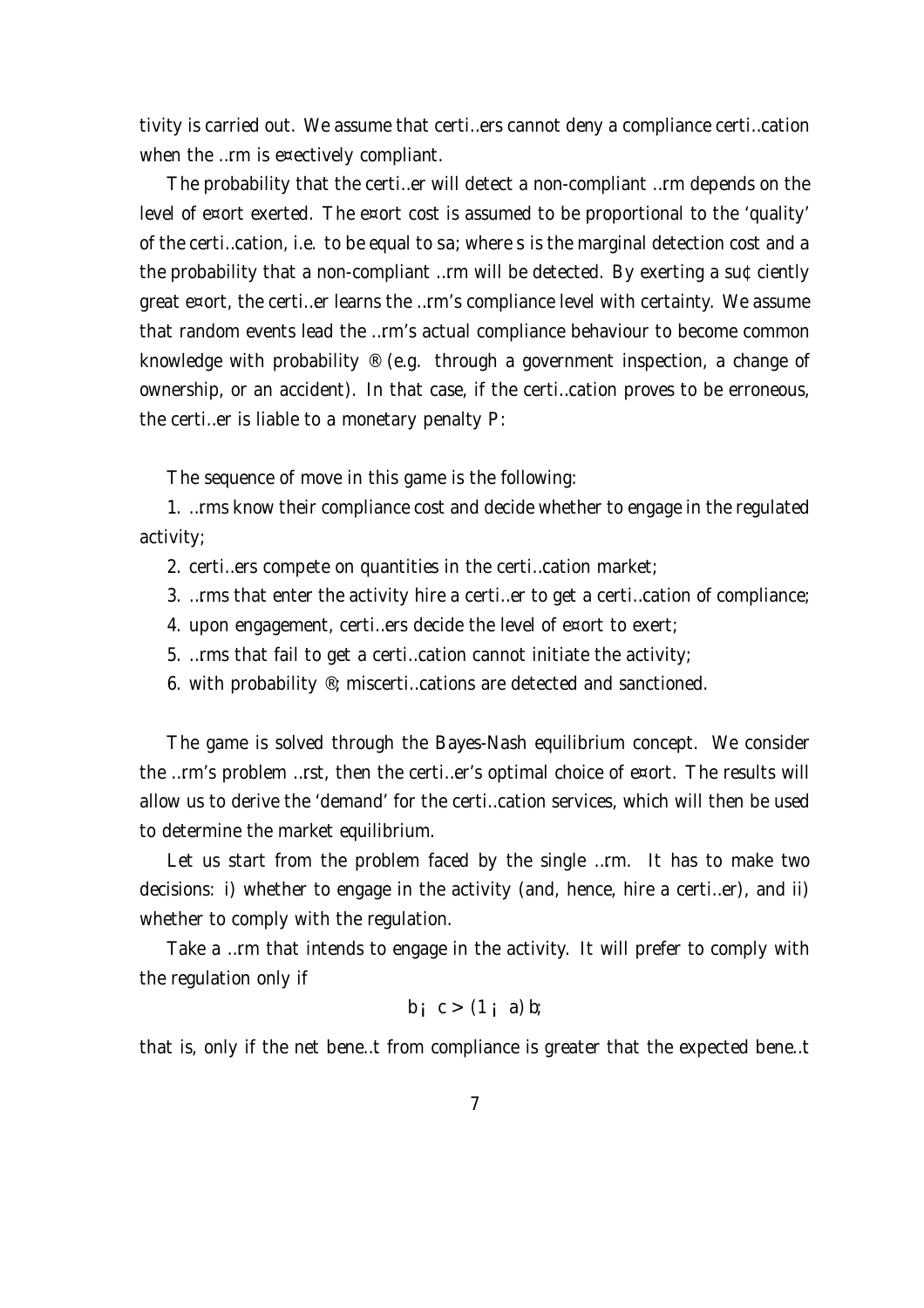tivity is carried out. We assume that certifiers cannot deny a compliance certification when the firm is effectively compliant.

The probability that the certifier will detect a non-compliant firm depends on the level of effort exerted. The effort cost is assumed to be proportional to the 'quality' of the certification, i.e. to be equal to $sa$; where $s$ is the marginal detection cost and $a$ the probability that a non-compliant firm will be detected. By exerting a sufficiently great effort, the certifier learns the firm's compliance level with certainty. We assume that random events lead the firm's actual compliance behaviour to become common knowledge with probability $\alpha$ (e.g. through a government inspection, a change of ownership, or an accident). In that case, if the certification proves to be erroneous, the certifier is liable to a monetary penalty $P$:

The sequence of move in this game is the following:

1. firms know their compliance cost and decide whether to engage in the regulated activity;

2. certifiers compete on quantities in the certification market;

3. firms that enter the activity hire a certifier to get a certification of compliance;

4. upon engagement, certifiers decide the level of effort to exert;

5. firms that fail to get a certification cannot initiate the activity;

6. with probability $\alpha$; miscertifications are detected and sanctioned.

The game is solved through the Bayes-Nash equilibrium concept. We consider the firm's problem first, then the certifier's optimal choice of effort. The results will allow us to derive the 'demand' for the certification services, which will then be used to determine the market equilibrium.

Let us start from the problem faced by the single firm. It has to make two decisions: i) whether to engage in the activity (and, hence, hire a certifier), and ii) whether to comply with the regulation.

Take a firm that intends to engage in the activity. It will prefer to comply with the regulation only if

$$b - c > (1 - a)\, b;$$

that is, only if the net benefit from compliance is greater that the expected benefit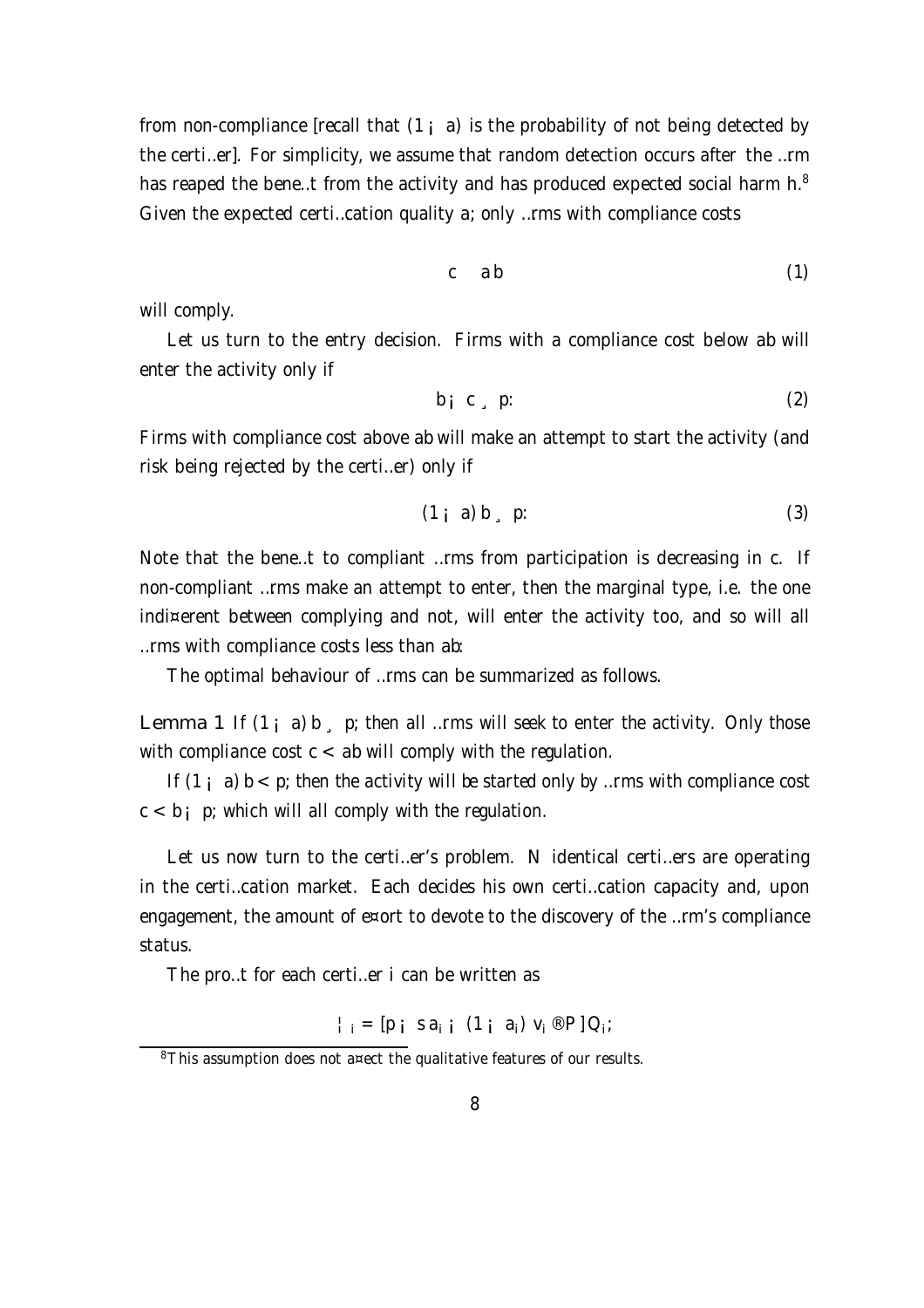from non-compliance [recall that $(1 - a)$ is the probability of not being detected by the certifier]. For simplicity, we assume that random detection occurs after the firm has reaped the benefit from the activity and has produced expected social harm $h$.[8] Given the expected certification quality $a$, only firms with compliance costs

$$c \leq ab \tag{1}$$

will comply.

Let us turn to the entry decision. Firms with a compliance cost below $ab$ will enter the activity only if

$$b - c \geq p. \tag{2}$$

Firms with compliance cost above $ab$ will make an attempt to start the activity (and risk being rejected by the certifier) only if

$$(1 - a) b \geq p. \tag{3}$$

Note that the benefit to compliant firms from participation is decreasing in $c$. If non-compliant firms make an attempt to enter, then the marginal type, i.e. the one indifferent between complying and not, will enter the activity too, and so will all firms with compliance costs less than $ab$.

The optimal behaviour of firms can be summarized as follows.

**Lemma 1** *If $(1 - a) b \geq p$, then all firms will seek to enter the activity. Only those with compliance cost $c < ab$ will comply with the regulation.*

*If $(1 - a) b < p$, then the activity will be started only by firms with compliance cost $c < b - p$, which will all comply with the regulation.*

Let us now turn to the certifier's problem. $N$ identical certifiers are operating in the certification market. Each decides his own certification capacity and, upon engagement, the amount of effort to devote to the discovery of the firm's compliance status.

The profit for each certifier $i$ can be written as

$$\Pi_i = [p - sa_i - (1 - a_i) v_i \alpha P] Q_i,$$

[8] This assumption does not affect the qualitative features of our results.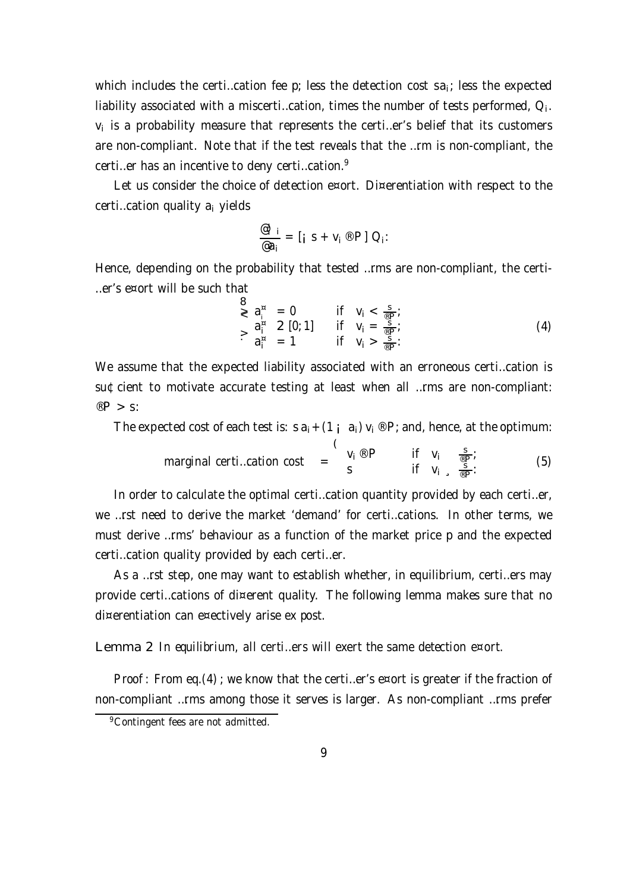which includes the certification fee $p$; less the detection cost $s a_i$; less the expected liability associated with a miscertification, times the number of tests performed, $Q_i$. $v_i$ is a probability measure that represents the certifier's belief that its customers are non-compliant. Note that if the test reveals that the firm is non-compliant, the certifier has an incentive to deny certification.[9]

Let us consider the choice of detection effort. Differentiation with respect to the certification quality $a_i$ yields

$$\frac{\partial \pi_i}{\partial a_i} = [-s + v_i \alpha P]\, Q_i.$$

Hence, depending on the probability that tested firms are non-compliant, the certifier's effort will be such that

$$\begin{cases} a_i^* = 0 & \text{if} \quad v_i < \frac{s}{\alpha P}; \\ a_i^* \in [0;1] & \text{if} \quad v_i = \frac{s}{\alpha P}; \\ a_i^* = 1 & \text{if} \quad v_i > \frac{s}{\alpha P}. \end{cases} \tag{4}$$

We assume that the expected liability associated with an erroneous certification is sufficient to motivate accurate testing at least when all firms are non-compliant: $\alpha P > s$.

The expected cost of each test is: $s\, a_i + (1 - a_i)\, v_i\, \alpha P$; and, hence, at the optimum:

$$\text{marginal certification cost} \quad = \begin{cases} v_i\, \alpha P & \text{if} \quad v_i \leq \frac{s}{\alpha P}; \\ s & \text{if} \quad v_i \geq \frac{s}{\alpha P}. \end{cases} \tag{5}$$

In order to calculate the optimal certification quantity provided by each certifier, we first need to derive the market 'demand' for certifications. In other terms, we must derive firms' behaviour as a function of the market price $p$ and the expected certification quality provided by each certifier.

As a first step, one may want to establish whether, in equilibrium, certifiers may provide certifications of different quality. The following lemma makes sure that no differentiation can effectively arise ex post.

**Lemma 2** *In equilibrium, all certifiers will exert the same detection effort.*

*Proof*: From eq.(4), we know that the certifier's effort is greater if the fraction of non-compliant firms among those it serves is larger. As non-compliant firms prefer

[9] Contingent fees are not admitted.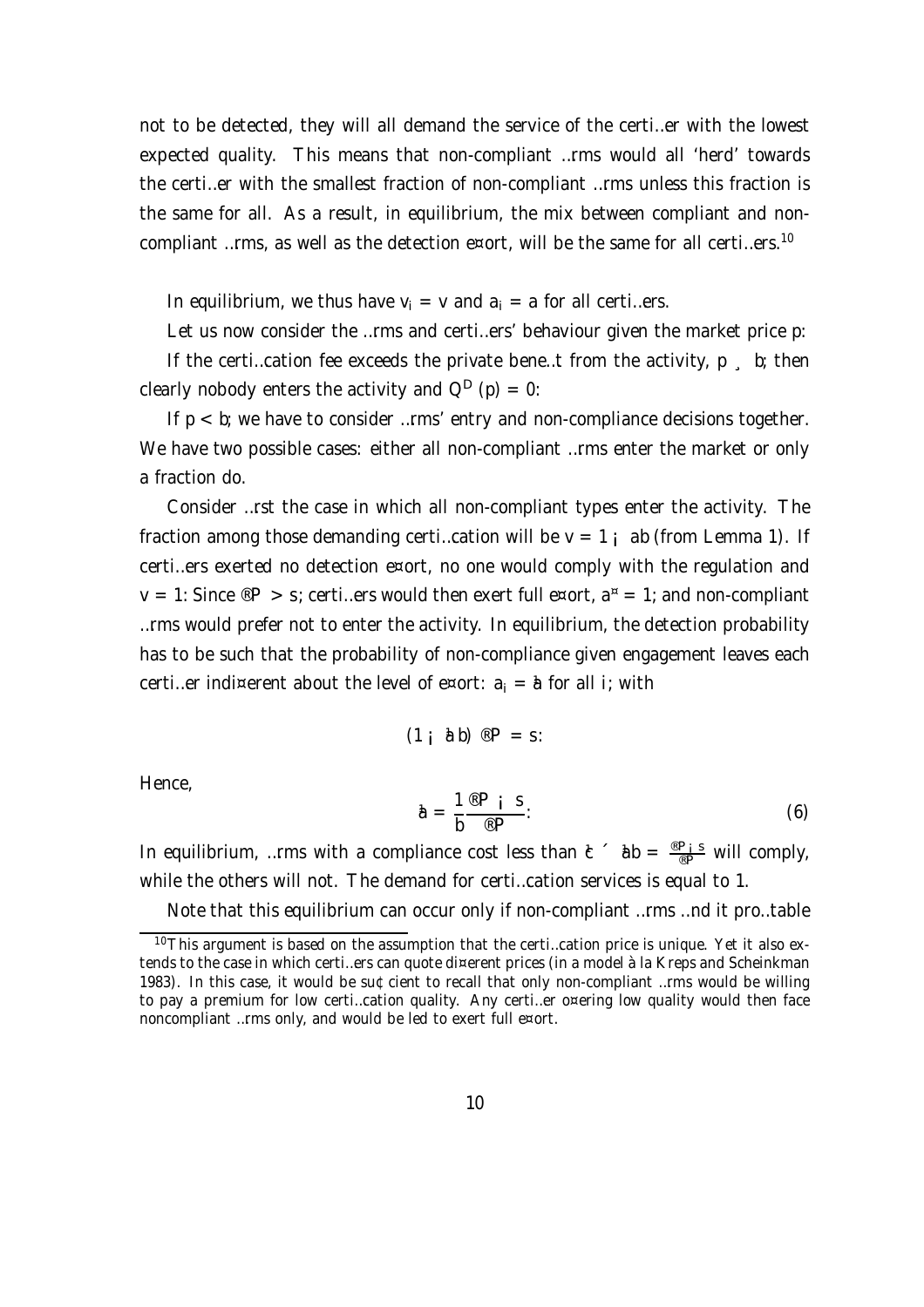not to be detected, they will all demand the service of the certifier with the lowest expected quality. This means that non-compliant firms would all 'herd' towards the certifier with the smallest fraction of non-compliant firms unless this fraction is the same for all. As a result, in equilibrium, the mix between compliant and non-compliant firms, as well as the detection effort, will be the same for all certifiers.[10]

In equilibrium, we thus have $v_i = v$ and $a_i = a$ for all certifiers.

Let us now consider the firms and certifiers' behaviour given the market price $p$.

If the certification fee exceeds the private benefit from the activity, $p \geq b$, then clearly nobody enters the activity and $Q^D(p) = 0$.

If $p < b$, we have to consider firms' entry and non-compliance decisions together. We have two possible cases: either all non-compliant firms enter the market or only a fraction do.

Consider first the case in which all non-compliant types enter the activity. The fraction among those demanding certification will be $v = 1 - ab$ (from Lemma 1). If certifiers exerted no detection effort, no one would comply with the regulation and $v = 1$. Since $\alpha P > s$, certifiers would then exert full effort, $a^* = 1$, and non-compliant firms would prefer not to enter the activity. In equilibrium, the detection probability has to be such that the probability of non-compliance given engagement leaves each certifier indifferent about the level of effort: $a_i = \tilde{a}$ for all $i$, with

$$(1 - \tilde{a}b)\,\alpha P = s.$$

Hence,

$$\tilde{a} = \frac{1}{b}\frac{\alpha P - s}{\alpha P}. \tag{6}$$

In equilibrium, firms with a compliance cost less than $\tilde{c} \equiv \tilde{a}b = \frac{\alpha P - s}{\alpha P}$ will comply, while the others will not. The demand for certification services is equal to 1.

Note that this equilibrium can occur only if non-compliant firms find it profitable

[10] This argument is based on the assumption that the certification price is unique. Yet it also extends to the case in which certifiers can quote different prices (in a model à la Kreps and Scheinkman 1983). In this case, it would be sufficient to recall that only non-compliant firms would be willing to pay a premium for low certification quality. Any certifier offering low quality would then face noncompliant firms only, and would be led to exert full effort.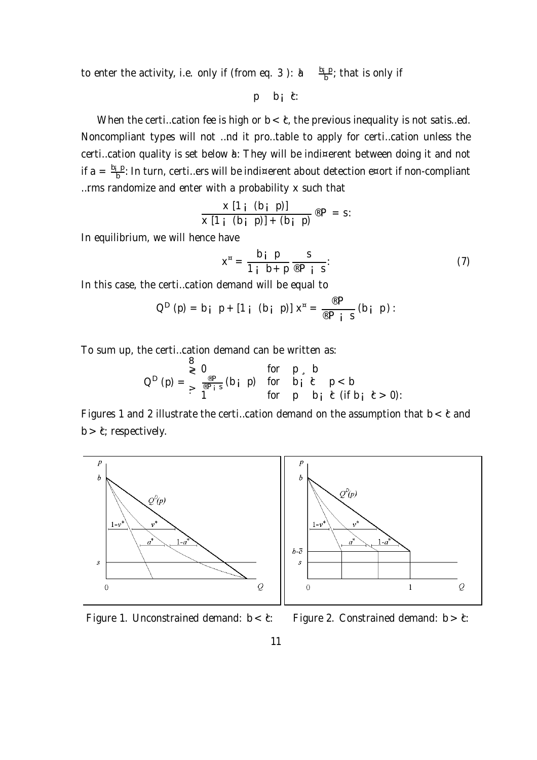to enter the activity, i.e. only if (from eq. 3 ): $\bar{a} \leq \frac{b-p}{b}$; that is only if

$$p \leq b - \bar{c}.$$

When the certification fee is high or $b < \bar{c}$, the previous inequality is not satisfied. Noncompliant types will not find it profitable to apply for certification unless the certification quality is set below $\bar{a}$. They will be indifferent between doing it and not if $a = \frac{b-p}{b}$. In turn, certifiers will be indifferent about detection effort if non-compliant firms randomize and enter with a probability $x$ such that

$$\frac{x\,[1-(b-p)]}{x\,[1-(b-p)]+(b-p)}\,\alpha P = s.$$

In equilibrium, we will hence have

$$x^{*} = \frac{b-p}{1-b+p}\,\frac{s}{\alpha P - s}. \tag{7}$$

In this case, the certification demand will be equal to

$$Q^{D}(p) = b - p + [1-(b-p)]\,x^{*} = \frac{\alpha P}{\alpha P - s}\,(b-p)\,.$$

To sum up, the certification demand can be written as:

$$Q^{D}(p) = \begin{cases} 0 & \text{for} \quad p \geq b \\ \frac{\alpha P}{\alpha P - s}\,(b-p) & \text{for} \quad b-\bar{c} \leq p < b \\ 1 & \text{for} \quad p \leq b-\bar{c} \ (\text{if } b-\bar{c} > 0). \end{cases}$$

Figures 1 and 2 illustrate the certification demand on the assumption that $b < \bar{c}$ and $b > \bar{c}$, respectively.

Figure 1. Unconstrained demand: $b < \bar{c}$.

Figure 2. Constrained demand: $b > \bar{c}$.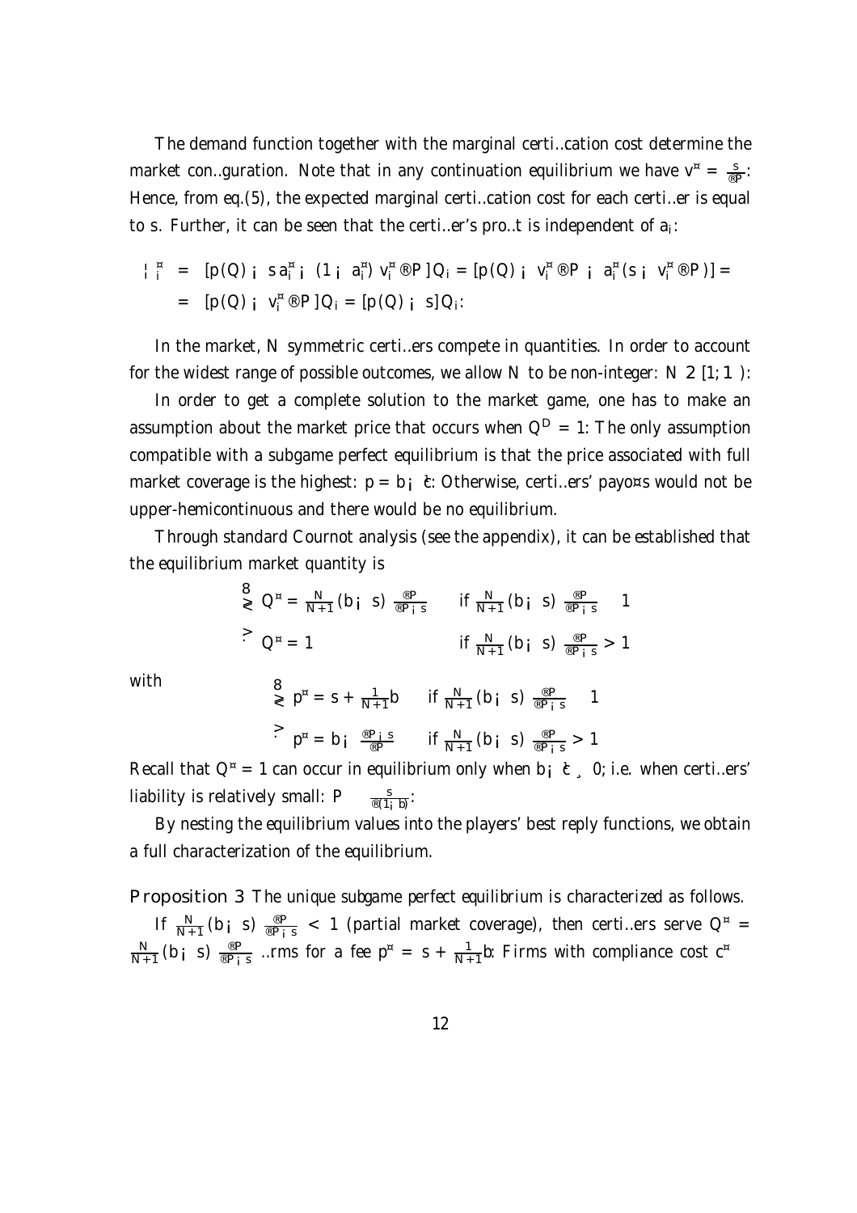The demand function together with the marginal certification cost determine the market configuration. Note that in any continuation equilibrium we have $v^* = \frac{s}{\alpha P}$. Hence, from eq.(5), the expected marginal certification cost for each certifier is equal to $s$. Further, it can be seen that the certifier's profit is independent of $a_i$:

$$
\begin{aligned}
\Pi_i^* &= [p(Q) - s a_i^* - (1 - a_i^*) v_i^* \alpha P] Q_i = [p(Q) - v_i^* \alpha P - a_i^* (s - v_i^* \alpha P)] = \\
&= [p(Q) - v_i^* \alpha P] Q_i = [p(Q) - s] Q_i.
\end{aligned}
$$

In the market, $N$ symmetric certifiers compete in quantities. In order to account for the widest range of possible outcomes, we allow $N$ to be non-integer: $N \in [1, \infty)$.

In order to get a complete solution to the market game, one has to make an assumption about the market price that occurs when $Q^D = 1$. The only assumption compatible with a subgame perfect equilibrium is that the price associated with full market coverage is the highest: $p = b - \bar{c}$. Otherwise, certifiers' payoffs would not be upper-hemicontinuous and there would be no equilibrium.

Through standard Cournot analysis (see the appendix), it can be established that the equilibrium market quantity is

$$
\begin{cases}
Q^* = \frac{N}{N+1}(b - s)\frac{\alpha P}{\alpha P - s} & \text{if } \frac{N}{N+1}(b - s)\frac{\alpha P}{\alpha P - s} \leq 1 \\
Q^* = 1 & \text{if } \frac{N}{N+1}(b - s)\frac{\alpha P}{\alpha P - s} > 1
\end{cases}
$$

with

$$
\begin{cases}
p^* = s + \frac{1}{N+1}b & \text{if } \frac{N}{N+1}(b - s)\frac{\alpha P}{\alpha P - s} \leq 1 \\
p^* = b - \frac{\alpha P - s}{\alpha P} & \text{if } \frac{N}{N+1}(b - s)\frac{\alpha P}{\alpha P - s} > 1
\end{cases}
$$

Recall that $Q^* = 1$ can occur in equilibrium only when $b - \bar{c} \geq 0$, i.e. when certifiers' liability is relatively small: $P \leq \frac{s}{\alpha(1-b)}$.

By nesting the equilibrium values into the players' best reply functions, we obtain a full characterization of the equilibrium.

**Proposition 3** *The unique subgame perfect equilibrium is characterized as follows.*

*If $\frac{N}{N+1}(b - s)\frac{\alpha P}{\alpha P - s} < 1$ (partial market coverage), then certifiers serve $Q^* = \frac{N}{N+1}(b - s)\frac{\alpha P}{\alpha P - s}$ firms for a fee $p^* = s + \frac{1}{N+1}b$. Firms with compliance cost $c^*$*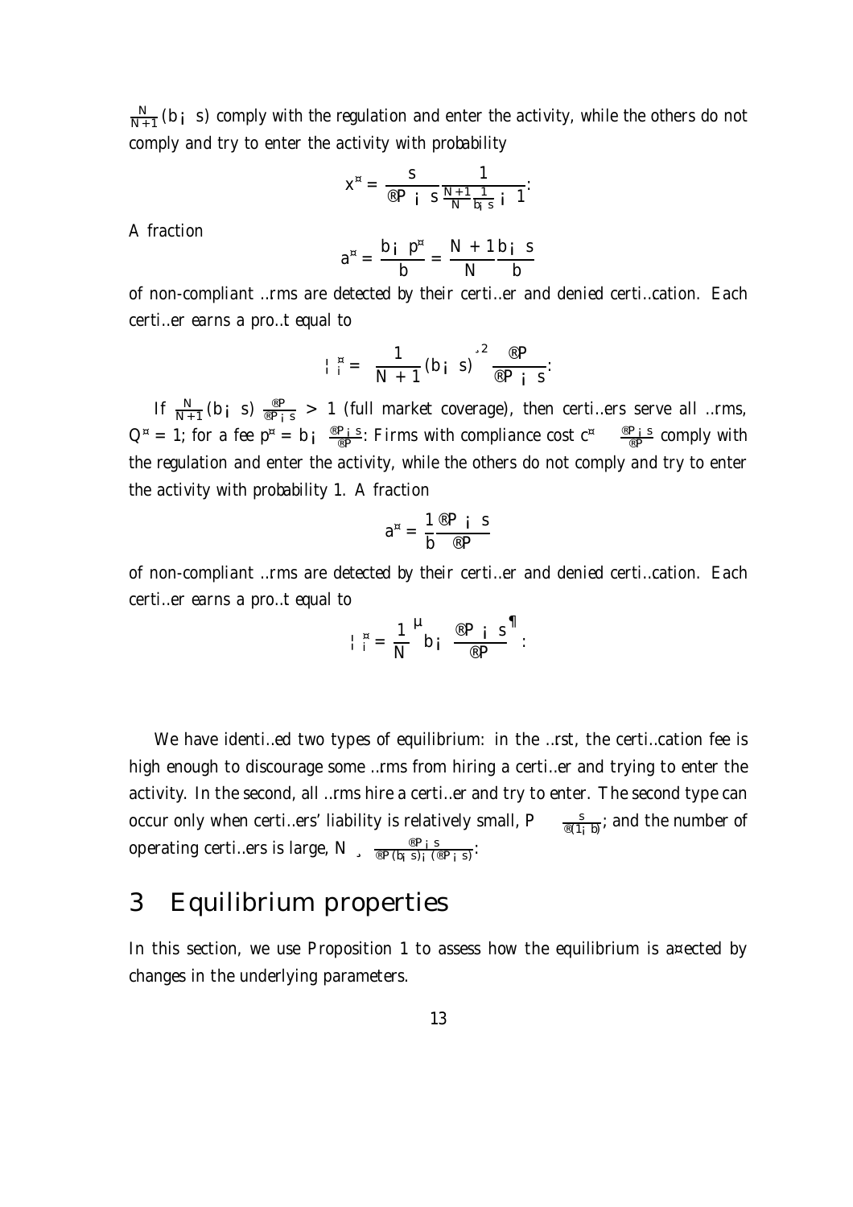$\frac{N}{N+1}(b-s)$ comply with the regulation and enter the activity, while the others do not comply and try to enter the activity with probability

$$x^* = \frac{s}{\alpha P - s}\frac{1}{\frac{N+1}{N}\frac{1}{b-s} - 1}.$$

A fraction

$$a^* = \frac{b - p^*}{b} = \frac{N+1}{N}\frac{b-s}{b}$$

of non-compliant firms are detected by their certifier and denied certification. Each certifier earns a profit equal to

$$\pi_i^* = \left(\frac{1}{N+1}(b-s)\right)^2 \frac{\alpha P}{\alpha P - s}.$$

If $\frac{N}{N+1}(b-s)\frac{\alpha P}{\alpha P - s} > 1$ (full market coverage), then certifiers serve all firms, $Q^* = 1$; for a fee $p^* = b - \frac{\alpha P - s}{\alpha P}$. Firms with compliance cost $c^* \leq \frac{\alpha P - s}{\alpha P}$ comply with the regulation and enter the activity, while the others do not comply and try to enter the activity with probability 1. A fraction

$$a^* = \frac{1}{b}\frac{\alpha P - s}{\alpha P}$$

of non-compliant firms are detected by their certifier and denied certification. Each certifier earns a profit equal to

$$\pi_i^* = \frac{1}{N}\left(b - \frac{\alpha P - s}{\alpha P}\right).$$

We have identified two types of equilibrium: in the first, the certification fee is high enough to discourage some firms from hiring a certifier and trying to enter the activity. In the second, all firms hire a certifier and try to enter. The second type can occur only when certifiers' liability is relatively small, $P \leq \frac{s}{\alpha(1-b)}$; and the number of operating certifiers is large, $N \geq \frac{\alpha P - s}{\alpha P(b-s) - (\alpha P - s)}$.

# 3 Equilibrium properties

In this section, we use Proposition 1 to assess how the equilibrium is affected by changes in the underlying parameters.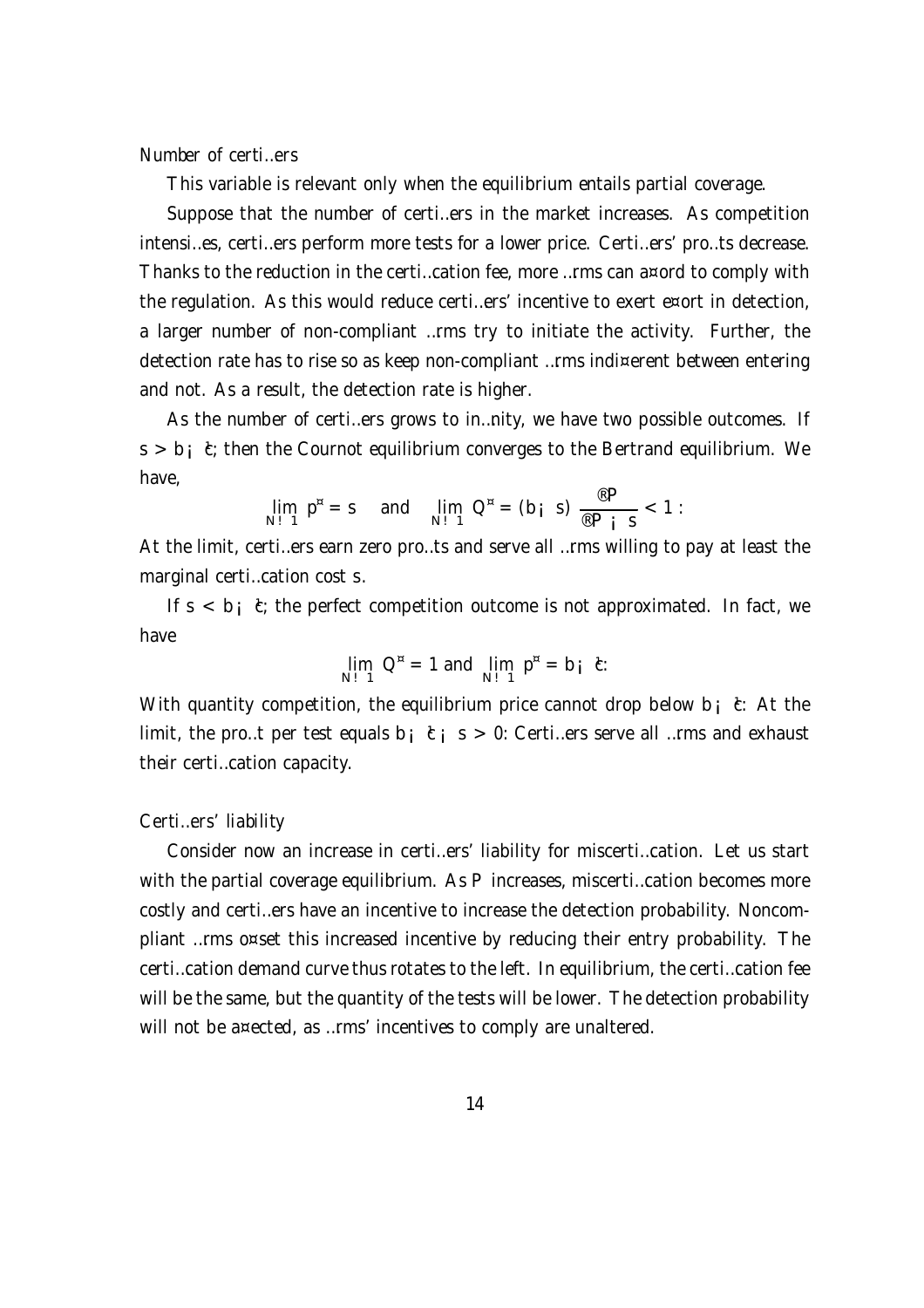*Number of certifiers*

This variable is relevant only when the equilibrium entails partial coverage.

Suppose that the number of certifiers in the market increases. As competition intensifies, certifiers perform more tests for a lower price. Certifiers' profits decrease. Thanks to the reduction in the certification fee, more firms can afford to comply with the regulation. As this would reduce certifiers' incentive to exert effort in detection, a larger number of non-compliant firms try to initiate the activity. Further, the detection rate has to rise so as keep non-compliant firms indifferent between entering and not. As a result, the detection rate is higher.

As the number of certifiers grows to infinity, we have two possible outcomes. If $s > b - \bar{c}$, then the Cournot equilibrium converges to the Bertrand equilibrium. We have,

$$\lim_{N \to \infty} p^* = s \quad \text{and} \quad \lim_{N \to \infty} Q^* = (b - s)\,\frac{\alpha P}{\alpha P - s} < 1 \,.$$

At the limit, certifiers earn zero profits and serve all firms willing to pay at least the marginal certification cost $s$.

If $s < b - \bar{c}$, the perfect competition outcome is not approximated. In fact, we have

$$\lim_{N \to \infty} Q^* = 1 \text{ and } \lim_{N \to \infty} p^* = b - \bar{c}.$$

With quantity competition, the equilibrium price cannot drop below $b - \bar{c}$. At the limit, the profit per test equals $b - \bar{c} - s > 0$. Certifiers serve all firms and exhaust their certification capacity.

*Certifiers' liability*

Consider now an increase in certifiers' liability for miscertification. Let us start with the partial coverage equilibrium. As $P$ increases, miscertification becomes more costly and certifiers have an incentive to increase the detection probability. Noncompliant firms offset this increased incentive by reducing their entry probability. The certification demand curve thus rotates to the left. In equilibrium, the certification fee will be the same, but the quantity of the tests will be lower. The detection probability will not be affected, as firms' incentives to comply are unaltered.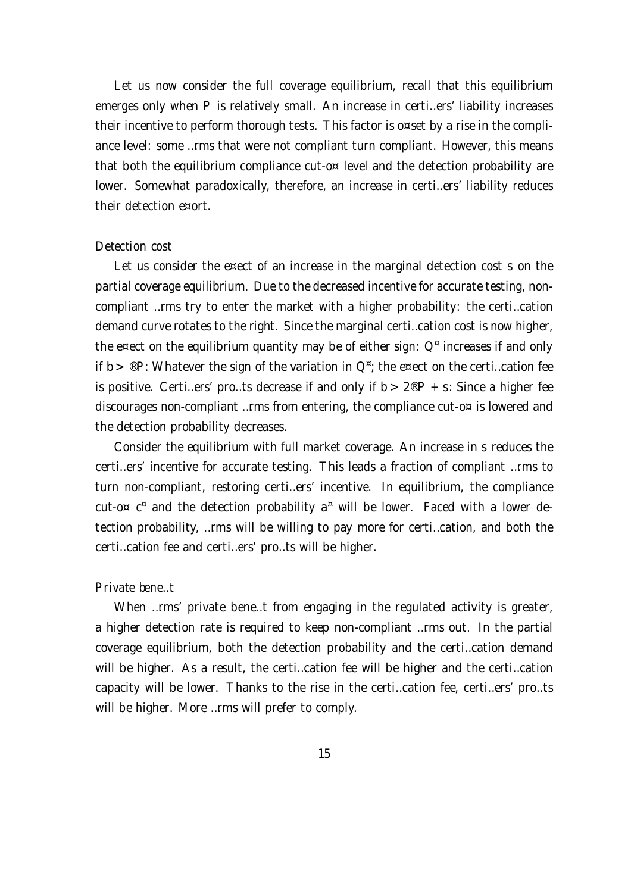Let us now consider the full coverage equilibrium, recall that this equilibrium emerges only when $P$ is relatively small. An increase in certifiers' liability increases their incentive to perform thorough tests. This factor is offset by a rise in the compliance level: some firms that were not compliant turn compliant. However, this means that both the equilibrium compliance cut-off level and the detection probability are lower. Somewhat paradoxically, therefore, an increase in certifiers' liability reduces their detection effort.

*Detection cost*

Let us consider the effect of an increase in the marginal detection cost $s$ on the partial coverage equilibrium. Due to the decreased incentive for accurate testing, non-compliant firms try to enter the market with a higher probability: the certification demand curve rotates to the right. Since the marginal certification cost is now higher, the effect on the equilibrium quantity may be of either sign: $Q^*$ increases if and only if $b > \alpha P$. Whatever the sign of the variation in $Q^*$, the effect on the certification fee is positive. Certifiers' profits decrease if and only if $b > 2\alpha P + s$. Since a higher fee discourages non-compliant firms from entering, the compliance cut-off is lowered and the detection probability decreases.

Consider the equilibrium with full market coverage. An increase in $s$ reduces the certifiers' incentive for accurate testing. This leads a fraction of compliant firms to turn non-compliant, restoring certifiers' incentive. In equilibrium, the compliance cut-off $c^*$ and the detection probability $a^*$ will be lower. Faced with a lower detection probability, firms will be willing to pay more for certification, and both the certification fee and certifiers' profits will be higher.

*Private benefit*

When firms' private benefit from engaging in the regulated activity is greater, a higher detection rate is required to keep non-compliant firms out. In the partial coverage equilibrium, both the detection probability and the certification demand will be higher. As a result, the certification fee will be higher and the certification capacity will be lower. Thanks to the rise in the certification fee, certifiers' profits will be higher. More firms will prefer to comply.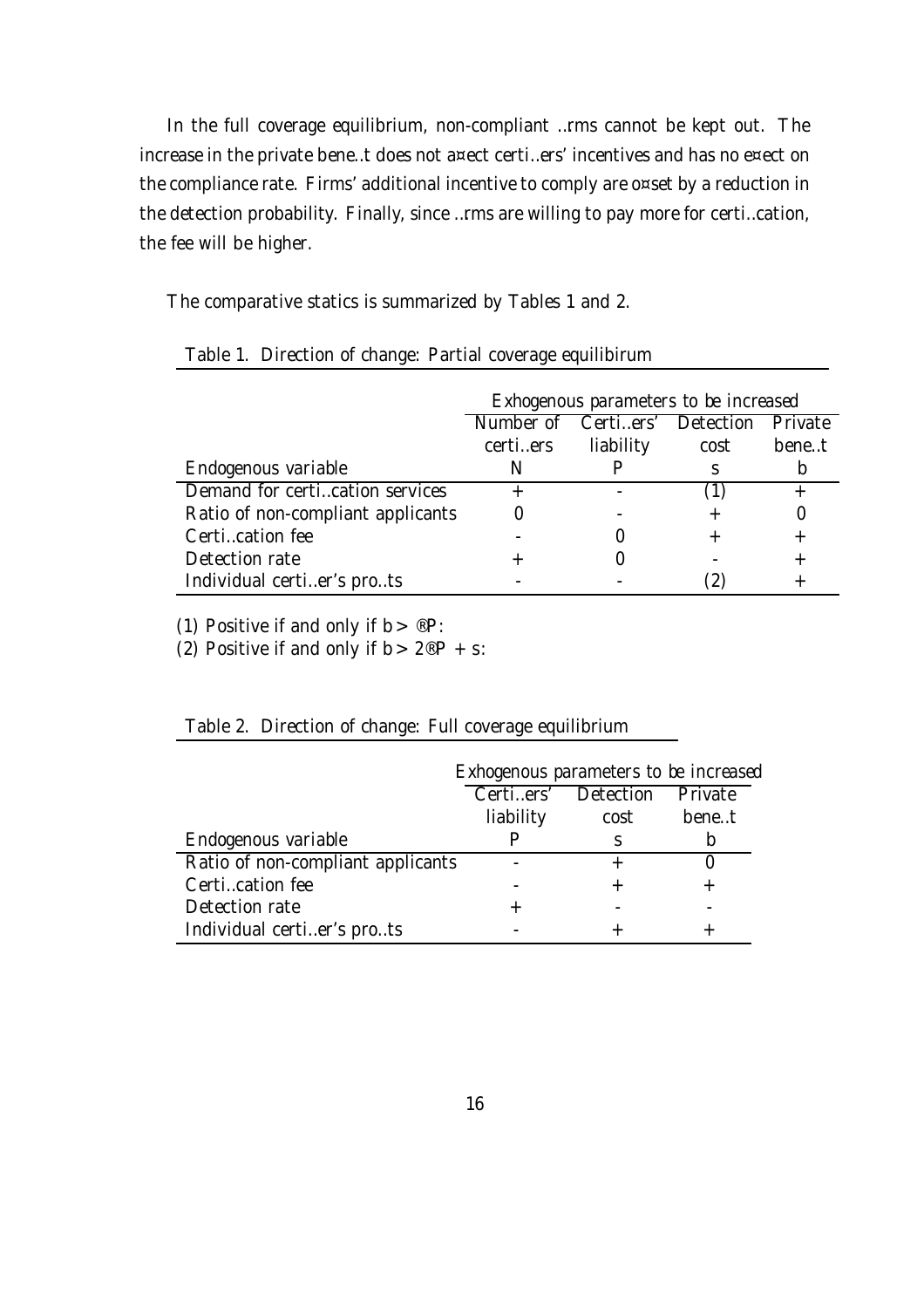In the full coverage equilibrium, non-compliant firms cannot be kept out. The increase in the private benefit does not affect certifiers' incentives and has no effect on the compliance rate. Firms' additional incentive to comply are offset by a reduction in the detection probability. Finally, since firms are willing to pay more for certification, the fee will be higher.

The comparative statics is summarized by Tables 1 and 2.

Table 1. Direction of change: Partial coverage equilibirum

| | Exhogenous parameters to be increased | | | |
|---|---|---|---|---|
| | Number of certifiers | Certifiers' liability | Detection cost | Private benefit |
| Endogenous variable | $N$ | $P$ | $s$ | $b$ |
| Demand for certification services | + | - | (1) | + |
| Ratio of non-compliant applicants | 0 | - | + | 0 |
| Certification fee | - | 0 | + | + |
| Detection rate | + | 0 | - | + |
| Individual certifier's profits | - | - | (2) | + |

(1) Positive if and only if $b > \alpha P$.

(2) Positive if and only if $b > 2\alpha P + s$.

Table 2. Direction of change: Full coverage equilibrium

| | Exhogenous parameters to be increased | | |
|---|---|---|---|
| | Certifiers' liability | Detection cost | Private benefit |
| Endogenous variable | $P$ | $s$ | $b$ |
| Ratio of non-compliant applicants | - | + | 0 |
| Certification fee | - | + | + |
| Detection rate | + | - | - |
| Individual certifier's profits | - | + | + |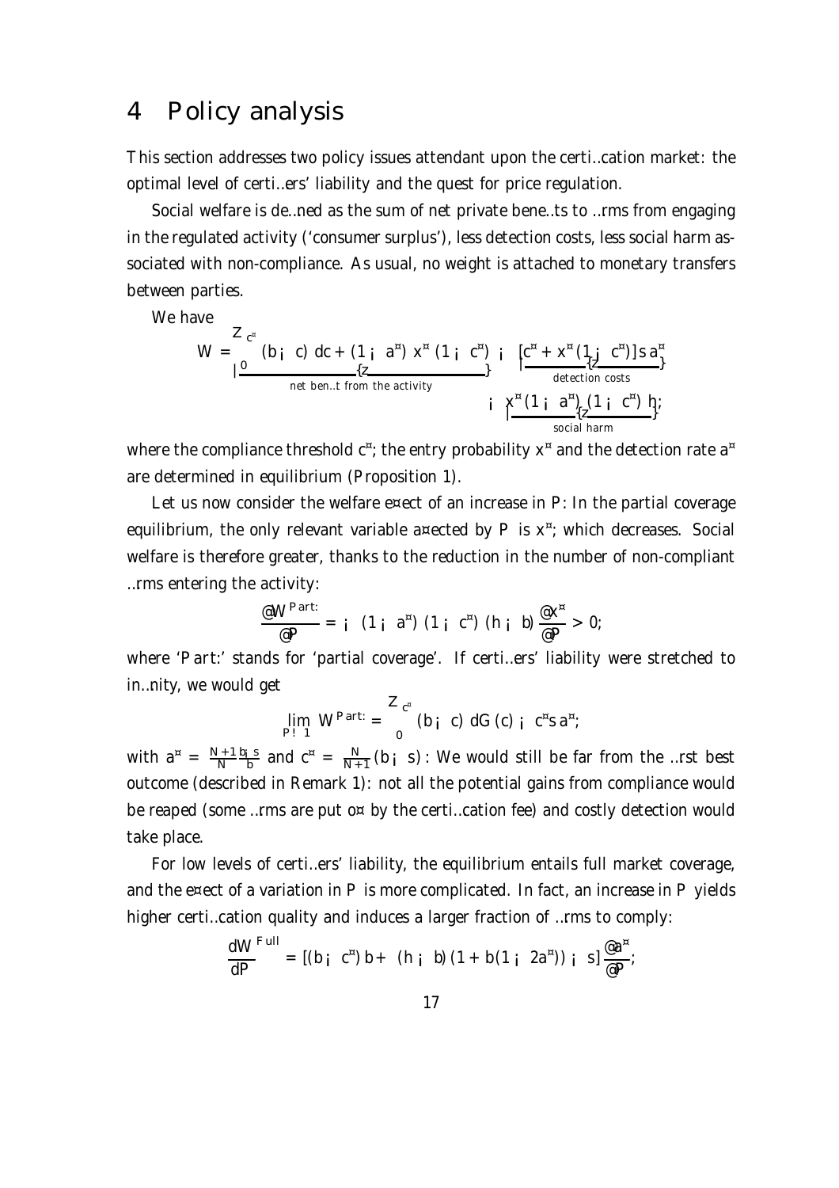## 4 Policy analysis

This section addresses two policy issues attendant upon the certification market: the optimal level of certifiers' liability and the quest for price regulation.

Social welfare is defined as the sum of net private benefits to firms from engaging in the regulated activity ('consumer surplus'), less detection costs, less social harm associated with non-compliance. As usual, no weight is attached to monetary transfers between parties.

We have

$$W = \underbrace{\int_0^{c^*} (b - c)\, dc + (1 - a^*)\, x^* (1 - c^*)}_{\text{net benefit from the activity}} - \underbrace{[c^* + x^*(1 - c^*)]\, s\, a^*}_{\text{detection costs}} - \underbrace{x^*(1 - a^*)(1 - c^*)\, h}_{\text{social harm}};$$

where the compliance threshold $c^*$, the entry probability $x^*$ and the detection rate $a^*$ are determined in equilibrium (Proposition 1).

Let us now consider the welfare effect of an increase in $P$. In the partial coverage equilibrium, the only relevant variable affected by $P$ is $x^*$, which decreases. Social welfare is therefore greater, thanks to the reduction in the number of non-compliant firms entering the activity:

$$\frac{\partial W^{Part.}}{\partial P} = -(1 - a^*)(1 - c^*)(h - b)\frac{\partial x^*}{\partial P} > 0;$$

where 'Part.' stands for 'partial coverage'. If certifiers' liability were stretched to infinity, we would get

$$\lim_{P \to \infty} W^{Part.} = \int_0^{c^*} (b - c)\, dG(c) - c^* s\, a^*;$$

with $a^* = \frac{N+1}{N}\frac{b-s}{b}$ and $c^* = \frac{N}{N+1}(b - s)$. We would still be far from the first best outcome (described in Remark 1): not all the potential gains from compliance would be reaped (some firms are put off by the certification fee) and costly detection would take place.

For low levels of certifiers' liability, the equilibrium entails full market coverage, and the effect of a variation in $P$ is more complicated. In fact, an increase in $P$ yields higher certification quality and induces a larger fraction of firms to comply:

$$\frac{dW^{Full}}{dP} = [(b - c^*)\, b + (h - b)(1 + b(1 - 2a^*)) - s]\frac{\partial a^*}{\partial P};$$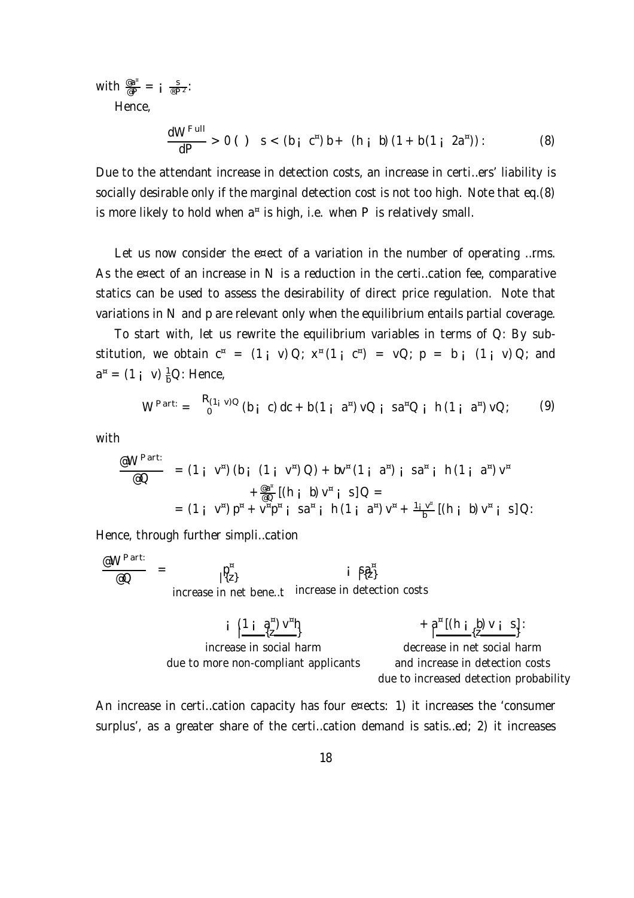with $\frac{\partial a^*}{\partial P} = -\frac{s}{\alpha P^2}$.

Hence,

$$\frac{dW^{Full}}{dP} > 0 \iff s < (b - c^*) b + (h - b)(1 + b(1 - 2a^*)) . \tag{8}$$

Due to the attendant increase in detection costs, an increase in certifiers' liability is socially desirable only if the marginal detection cost is not too high. Note that eq.(8) is more likely to hold when $a^*$ is high, i.e. when $P$ is relatively small.

Let us now consider the effect of a variation in the number of operating firms. As the effect of an increase in $N$ is a reduction in the certification fee, comparative statics can be used to assess the desirability of direct price regulation. Note that variations in $N$ and $p$ are relevant only when the equilibrium entails partial coverage.

To start with, let us rewrite the equilibrium variables in terms of $Q$. By substitution, we obtain $c^* = (1 - v) Q$; $x^* (1 - c^*) = vQ$; $p = b - (1 - v) Q$; and $a^* = (1 - v) \frac{1}{b} Q$. Hence,

$$W^{Part.} = \int_0^{(1-v)Q} (b - c)\, dc + b(1 - a^*) vQ - sa^*Q - h(1 - a^*) vQ, \tag{9}$$

with

$$\begin{aligned}\frac{\partial W^{Part.}}{\partial Q} &= (1 - v^*) (b - (1 - v^*) Q) + bv^* (1 - a^*) - sa^* - h(1 - a^*) v^* \\ &\quad + \frac{\partial a^*}{\partial Q} [(h - b) v^* - s] Q = \\ &= (1 - v^*) p^* + v^* p^* - sa^* - h(1 - a^*) v^* + \frac{1-v^*}{b} [(h - b) v^* - s] Q.\end{aligned}$$

Hence, through further simplification

$$\frac{\partial W^{Part.}}{\partial Q} = \underbrace{p^*}_{\text{increase in net benefit}} - \underbrace{sa^*}_{\text{increase in detection costs}} - \underbrace{(1 - a^*) v^* h}_{\substack{\text{increase in social harm} \\ \text{due to more non-compliant applicants}}} + \underbrace{a^* [(h - b) v - s]}_{\substack{\text{decrease in net social harm} \\ \text{and increase in detection costs} \\ \text{due to increased detection probability}}} .$$

An increase in certification capacity has four effects: 1) it increases the 'consumer surplus', as a greater share of the certification demand is satisfied; 2) it increases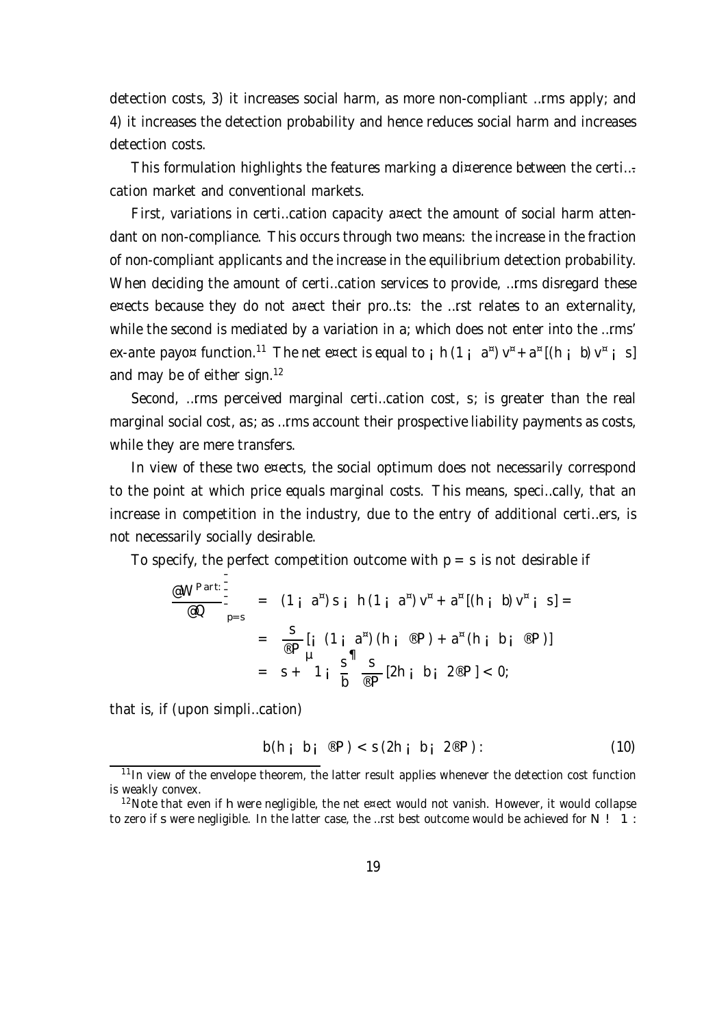detection costs, 3) it increases social harm, as more non-compliant firms apply; and 4) it increases the detection probability and hence reduces social harm and increases detection costs.

This formulation highlights the features marking a difference between the certification market and conventional markets.

First, variations in certification capacity affect the amount of social harm attendant on non-compliance. This occurs through two means: the increase in the fraction of non-compliant applicants and the increase in the equilibrium detection probability. When deciding the amount of certification services to provide, firms disregard these effects because they do not affect their profits: the first relates to an externality, while the second is mediated by a variation in $a$; which does not enter into the firms' ex-ante payoff function.[11] The net effect is equal to $-h(1-a^*)v^* + a^*[(h-b)v^* - s]$ and may be of either sign.[12]

Second, firms perceived marginal certification cost, $s$; is greater than the real marginal social cost, $as$; as firms account their prospective liability payments as costs, while they are mere transfers.

In view of these two effects, the social optimum does not necessarily correspond to the point at which price equals marginal costs. This means, specifically, that an increase in competition in the industry, due to the entry of additional certifiers, is not necessarily socially desirable.

To specify, the perfect competition outcome with $p = s$ is not desirable if

$$
\begin{aligned}
\left.\frac{\partial W^{Part.}}{\partial Q}\right|_{p=s} &= (1-a^*)s - h(1-a^*)v^* + a^*[(h-b)v^* - s] = \\
&= \frac{s}{\alpha P}\left[-(1-a^*)(h-\alpha P) + a^*(h-b-\alpha P)\right] \\
&= s + \left(1-\frac{s}{b}\right)\frac{s}{\alpha P}[2h - b - 2\alpha P] < 0;
\end{aligned}
$$

that is, if (upon simplification)

$$
b(h-b-\alpha P) < s(2h-b-2\alpha P). \tag{10}
$$

[11] In view of the envelope theorem, the latter result applies whenever the detection cost function is weakly convex.

[12] Note that even if $h$ were negligible, the net effect would not vanish. However, it would collapse to zero if $s$ were negligible. In the latter case, the first best outcome would be achieved for $N \to \infty$.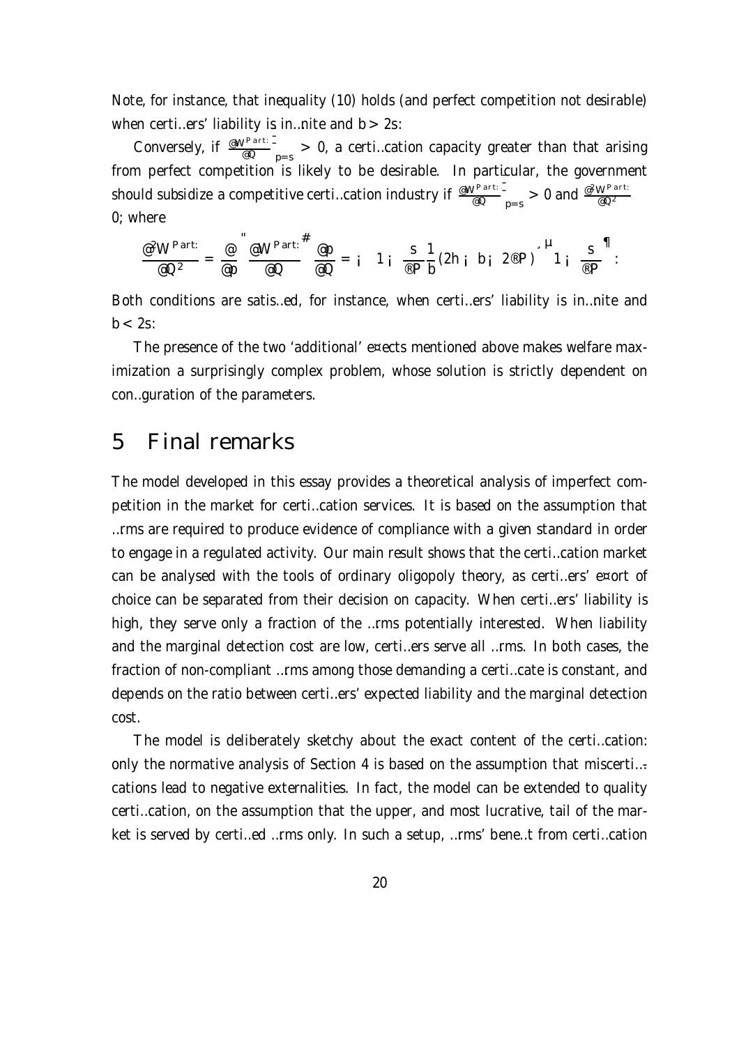Note, for instance, that inequality (10) holds (and perfect competition not desirable) when certifiers' liability is infinite and $b > 2s$.

Conversely, if $\left.\frac{\partial W^{Part.}}{\partial Q}\right|_{p=s} > 0$, a certification capacity greater than that arising from perfect competition is likely to be desirable. In particular, the government should subsidize a competitive certification industry if $\left.\frac{\partial W^{Part.}}{\partial Q}\right|_{p=s} > 0$ and $\frac{\partial^2 W^{Part.}}{\partial Q^2}$ 0; where

$$\frac{\partial^2 W^{Part.}}{\partial Q^2} = \frac{\partial}{\partial p}\left[\frac{\partial W^{Part.}}{\partial Q}\right]\frac{\partial p}{\partial Q} = -\left[1 - \frac{s}{\alpha P}\frac{1}{b}(2h - b - 2\alpha P)\right]\left(1 - \frac{s}{\alpha P}\right).$$

Both conditions are satisfied, for instance, when certifiers' liability is infinite and $b < 2s$.

The presence of the two 'additional' effects mentioned above makes welfare maximization a surprisingly complex problem, whose solution is strictly dependent on configuration of the parameters.

# 5 Final remarks

The model developed in this essay provides a theoretical analysis of imperfect competition in the market for certification services. It is based on the assumption that firms are required to produce evidence of compliance with a given standard in order to engage in a regulated activity. Our main result shows that the certification market can be analysed with the tools of ordinary oligopoly theory, as certifiers' effort of choice can be separated from their decision on capacity. When certifiers' liability is high, they serve only a fraction of the firms potentially interested. When liability and the marginal detection cost are low, certifiers serve all firms. In both cases, the fraction of non-compliant firms among those demanding a certificate is constant, and depends on the ratio between certifiers' expected liability and the marginal detection cost.

The model is deliberately sketchy about the exact content of the certification: only the normative analysis of Section 4 is based on the assumption that miscertifications lead to negative externalities. In fact, the model can be extended to quality certification, on the assumption that the upper, and most lucrative, tail of the market is served by certified firms only. In such a setup, firms' benefit from certification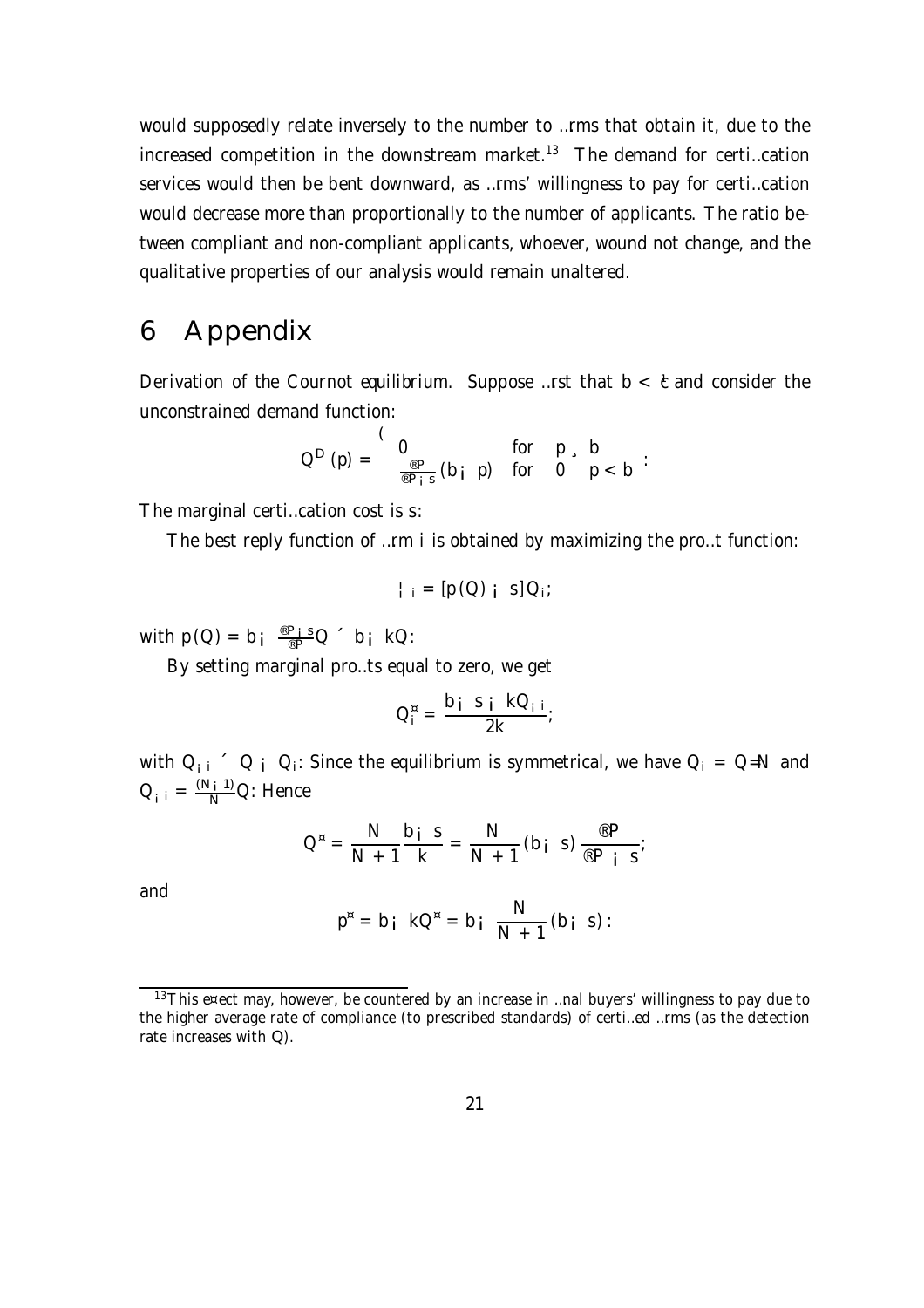would supposedly relate inversely to the number to firms that obtain it, due to the increased competition in the downstream market.[13] The demand for certification services would then be bent downward, as firms' willingness to pay for certification would decrease more than proportionally to the number of applicants. The ratio between compliant and non-compliant applicants, whoever, wound not change, and the qualitative properties of our analysis would remain unaltered.

# 6 Appendix

*Derivation of the Cournot equilibrium.* Suppose first that $b < \bar{c}$ and consider the unconstrained demand function:

$$Q^D(p) = \begin{cases} 0 & \text{for} \quad p \geq b \\ \frac{\alpha P}{\alpha P - s}(b - p) & \text{for} \quad 0 \leq p < b \end{cases}.$$

The marginal certification cost is $s$.

The best reply function of firm $i$ is obtained by maximizing the profit function:

$$\pi_i = [p(Q) - s]Q_i,$$

with $p(Q) = b - \frac{\alpha P - s}{\alpha P}Q \equiv b - kQ$.

By setting marginal profits equal to zero, we get

$$Q_i^* = \frac{b - s - kQ_{-i}}{2k},$$

with $Q_{-i} \equiv Q - Q_i$. Since the equilibrium is symmetrical, we have $Q_i = Q/N$ and $Q_{-i} = \frac{(N-1)}{N}Q$. Hence

$$Q^* = \frac{N}{N+1}\frac{b - s}{k} = \frac{N}{N+1}(b - s)\frac{\alpha P}{\alpha P - s},$$

and

$$p^* = b - kQ^* = b - \frac{N}{N+1}(b - s).$$

---

[13] This effect may, however, be countered by an increase in final buyers' willingness to pay due to the higher average rate of compliance (to prescribed standards) of certified firms (as the detection rate increases with $Q$).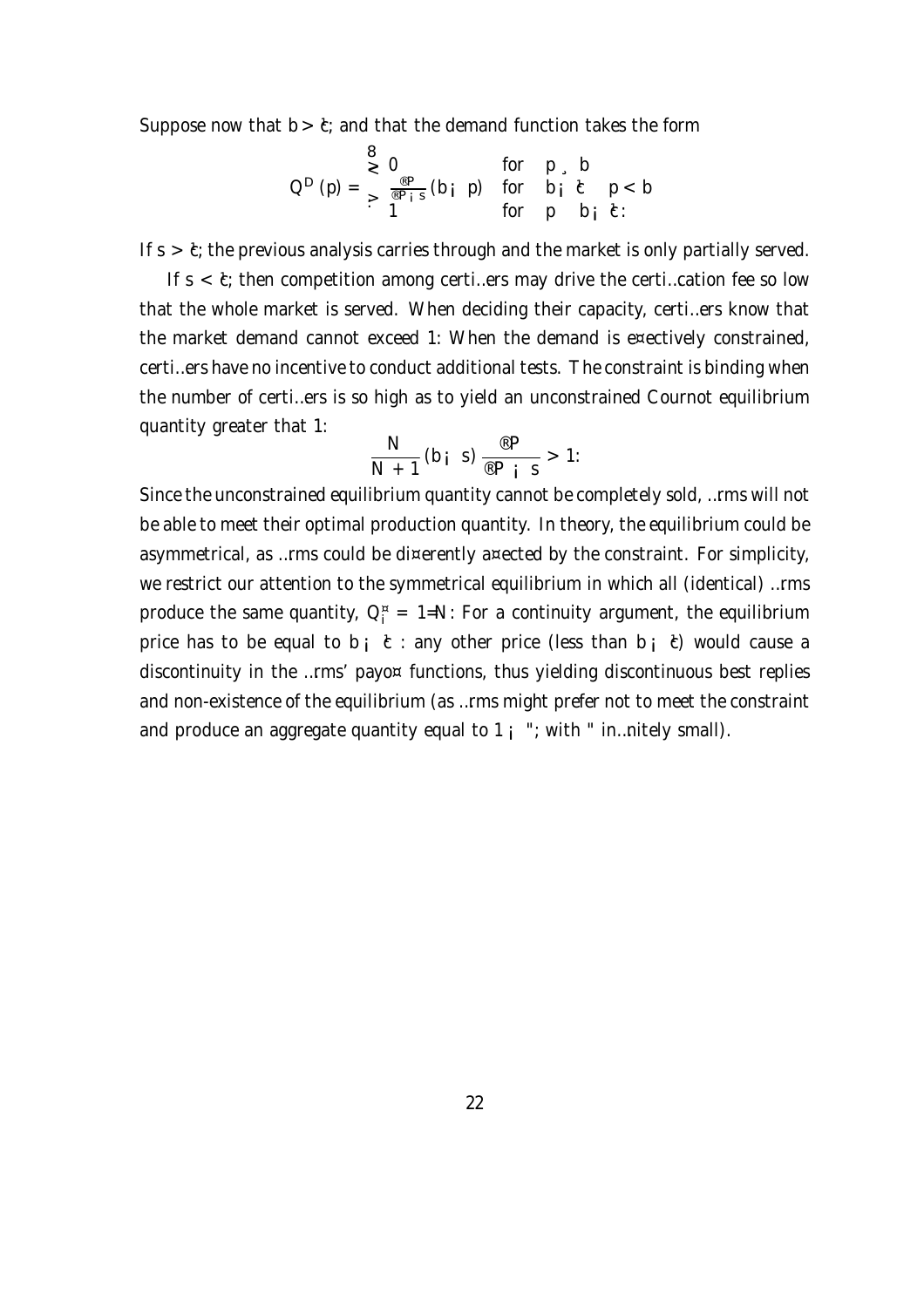Suppose now that $b > \hat{c}$; and that the demand function takes the form

$$Q^D(p) = \begin{cases} 0 & \text{for} \quad p \geq b \\ \frac{\alpha P}{\alpha P - s}(b - p) & \text{for} \quad b - \hat{c} \leq p < b \\ 1 & \text{for} \quad p \leq b - \hat{c}. \end{cases}$$

If $s > \hat{c}$; the previous analysis carries through and the market is only partially served.

If $s < \hat{c}$; then competition among certifiers may drive the certification fee so low that the whole market is served. When deciding their capacity, certifiers know that the market demand cannot exceed 1: When the demand is effectively constrained, certifiers have no incentive to conduct additional tests. The constraint is binding when the number of certifiers is so high as to yield an unconstrained Cournot equilibrium quantity greater that 1:

$$\frac{N}{N+1}(b - s)\frac{\alpha P}{\alpha P - s} > 1.$$

Since the unconstrained equilibrium quantity cannot be completely sold, firms will not be able to meet their optimal production quantity. In theory, the equilibrium could be asymmetrical, as firms could be differently affected by the constraint. For simplicity, we restrict our attention to the symmetrical equilibrium in which all (identical) firms produce the same quantity, $Q_i^* = 1/N$: For a continuity argument, the equilibrium price has to be equal to $b - \hat{c}$ : any other price (less than $b - \hat{c}$) would cause a discontinuity in the firms' payoff functions, thus yielding discontinuous best replies and non-existence of the equilibrium (as firms might prefer not to meet the constraint and produce an aggregate quantity equal to $1 - \varepsilon$; with $\varepsilon$ infinitely small).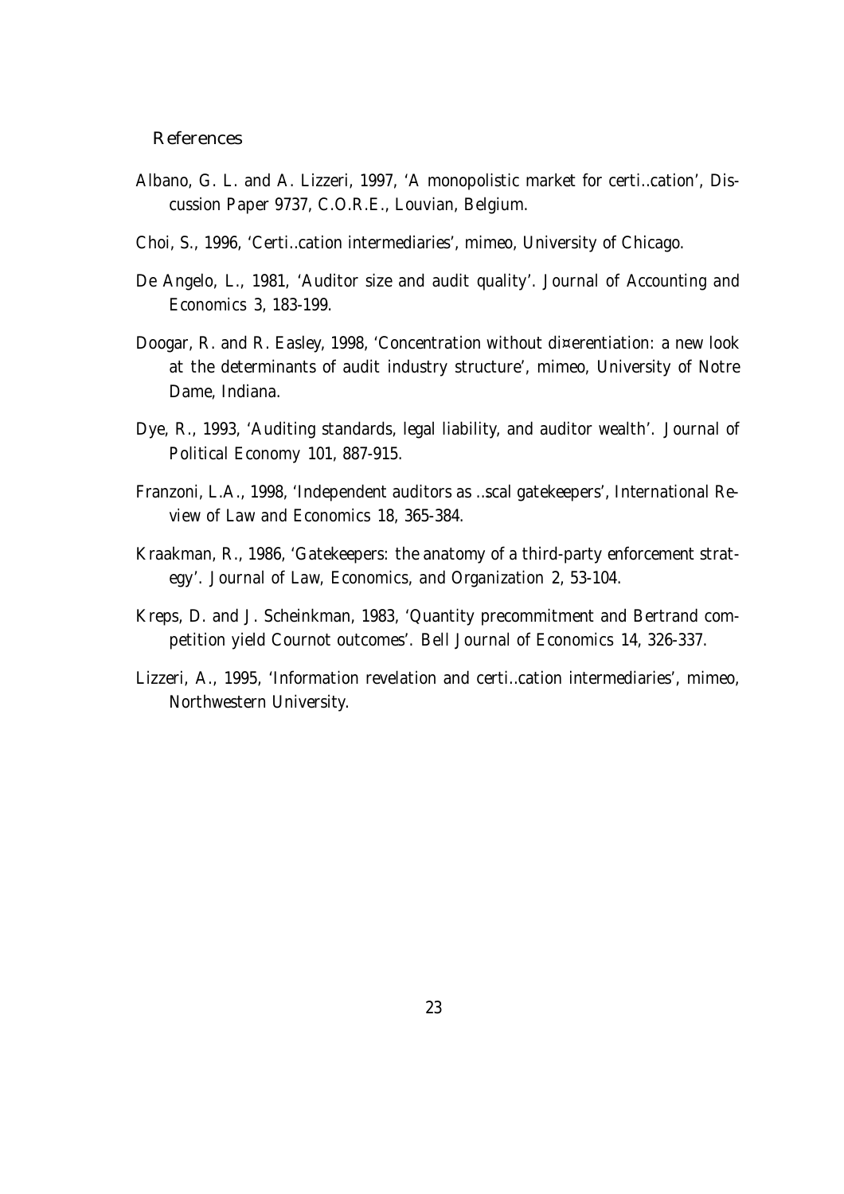## References

Albano, G. L. and A. Lizzeri, 1997, 'A monopolistic market for certi..cation', Discussion Paper 9737, C.O.R.E., Louvian, Belgium.

Choi, S., 1996, 'Certi..cation intermediaries', mimeo, University of Chicago.

De Angelo, L., 1981, 'Auditor size and audit quality'. *Journal of Accounting and Economics* 3, 183-199.

Doogar, R. and R. Easley, 1998, 'Concentration without di¤erentiation: a new look at the determinants of audit industry structure', mimeo, University of Notre Dame, Indiana.

Dye, R., 1993, 'Auditing standards, legal liability, and auditor wealth'. *Journal of Political Economy* 101, 887-915.

Franzoni, L.A., 1998, 'Independent auditors as ..scal gatekeepers', *International Review of Law and Economics* 18, 365-384.

Kraakman, R., 1986, 'Gatekeepers: the anatomy of a third-party enforcement strategy'. *Journal of Law, Economics, and Organization* 2, 53-104.

Kreps, D. and J. Scheinkman, 1983, 'Quantity precommitment and Bertrand competition yield Cournot outcomes'. *Bell Journal of Economics* 14, 326-337.

Lizzeri, A., 1995, 'Information revelation and certi..cation intermediaries', mimeo, Northwestern University.